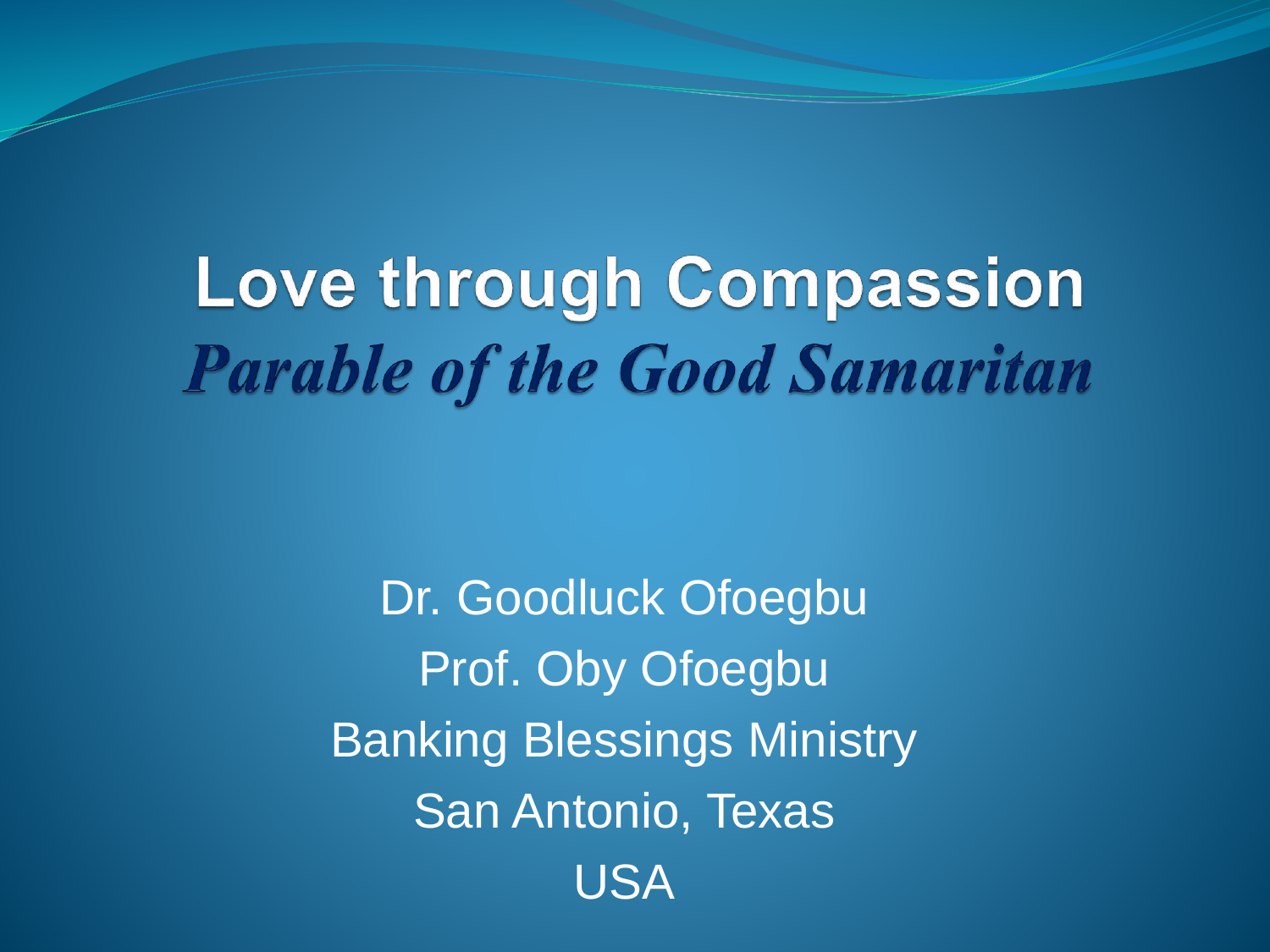# Love through Compassion

## *Parable of the Good Samaritan*

Dr. Goodluck Ofoegbu

Prof. Oby Ofoegbu

Banking Blessings Ministry

San Antonio, Texas

USA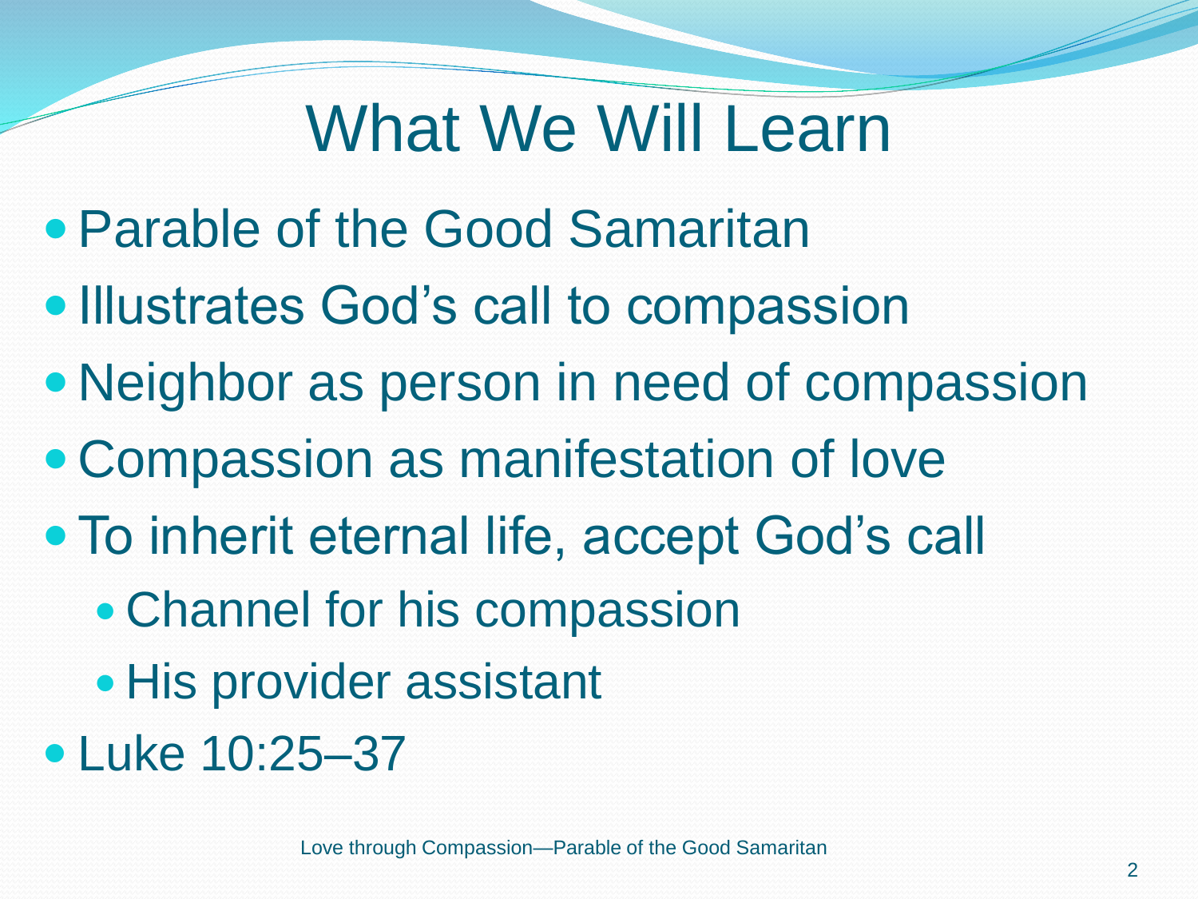# What We Will Learn

- Parable of the Good Samaritan
- Illustrates God's call to compassion
- Neighbor as person in need of compassion
- Compassion as manifestation of love
- To inherit eternal life, accept God's call
  - Channel for his compassion
  - His provider assistant
- Luke 10:25–37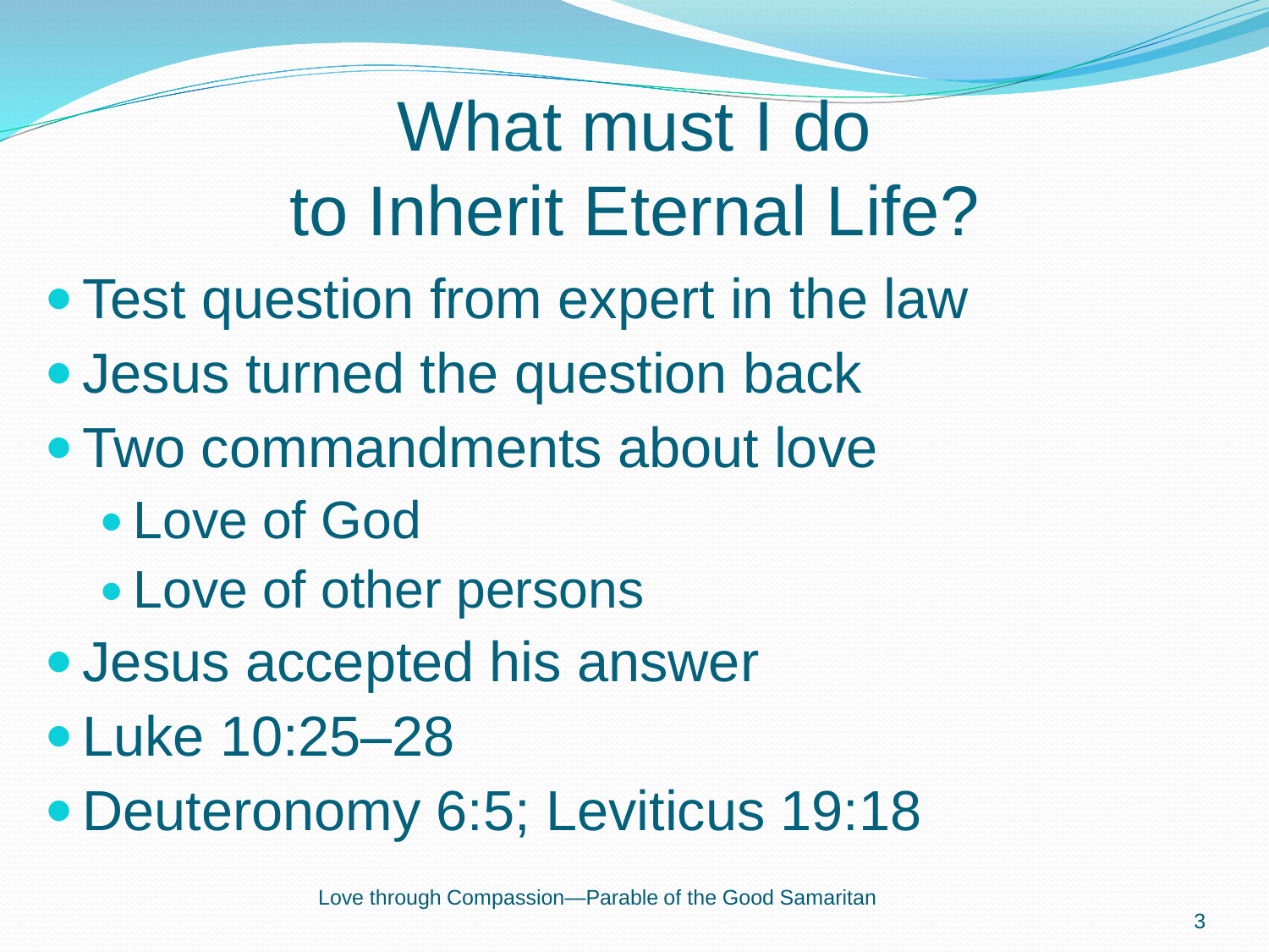# What must I do to Inherit Eternal Life?

- Test question from expert in the law
- Jesus turned the question back
- Two commandments about love
  - Love of God
  - Love of other persons
- Jesus accepted his answer
- Luke 10:25–28
- Deuteronomy 6:5; Leviticus 19:18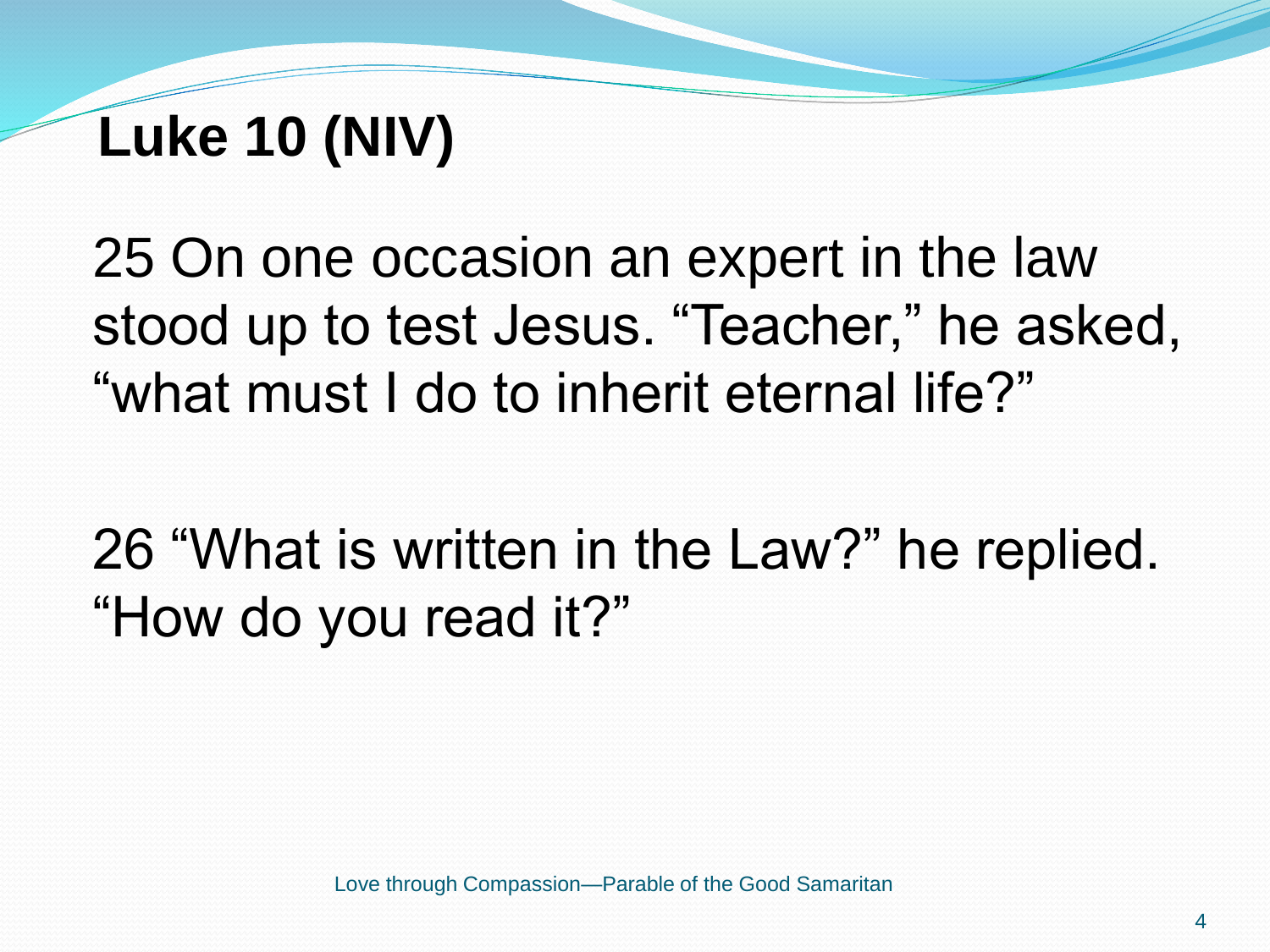# Luke 10 (NIV)

25 On one occasion an expert in the law stood up to test Jesus. “Teacher,” he asked, “what must I do to inherit eternal life?”

26 “What is written in the Law?” he replied. “How do you read it?”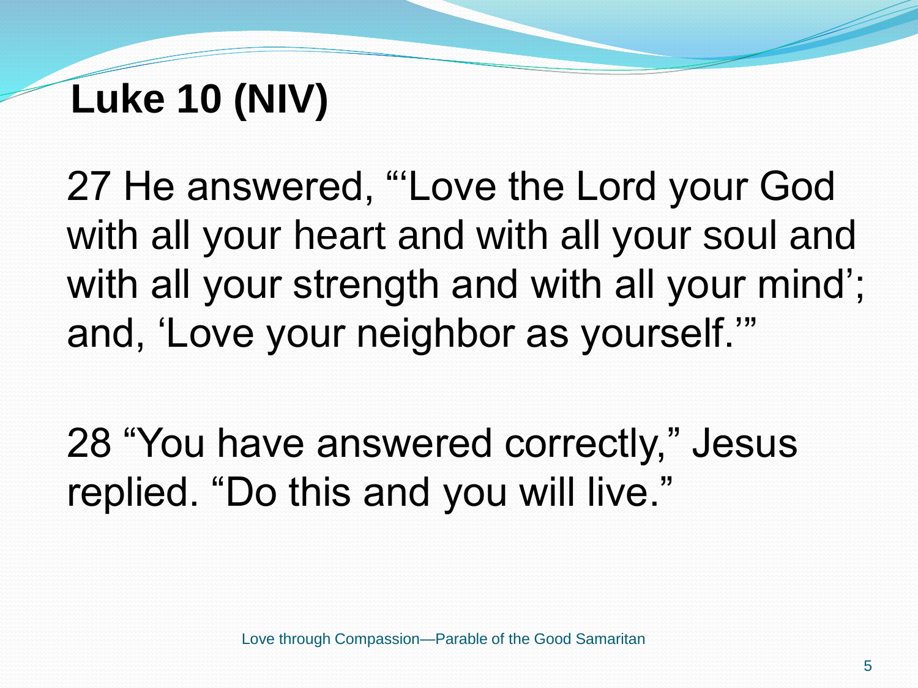# Luke 10 (NIV)

27 He answered, "'Love the Lord your God with all your heart and with all your soul and with all your strength and with all your mind'; and, 'Love your neighbor as yourself.'"

28 "You have answered correctly," Jesus replied. "Do this and you will live."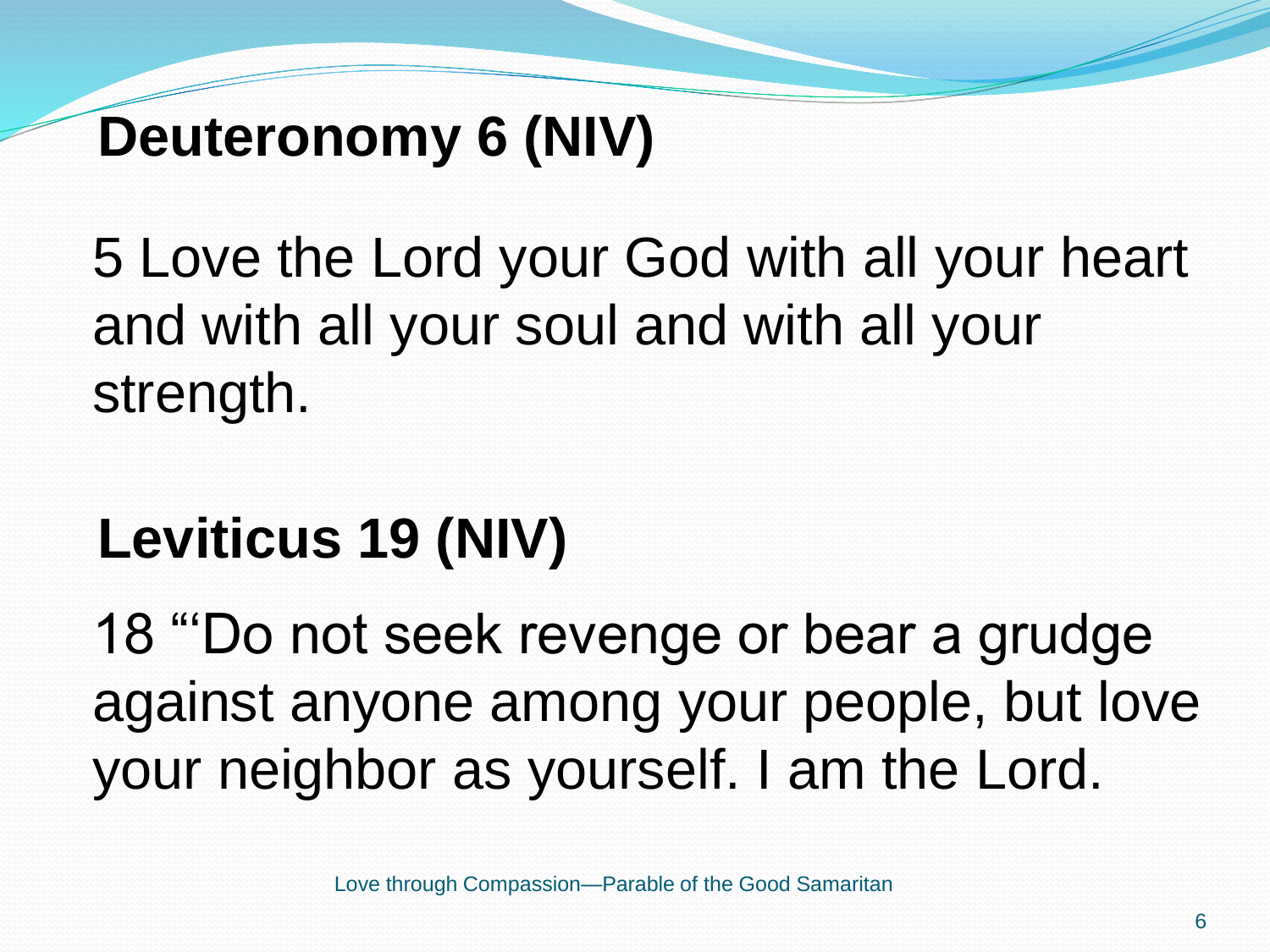## Deuteronomy 6 (NIV)

5 Love the Lord your God with all your heart and with all your soul and with all your strength.

## Leviticus 19 (NIV)

18 “‘Do not seek revenge or bear a grudge against anyone among your people, but love your neighbor as yourself. I am the Lord.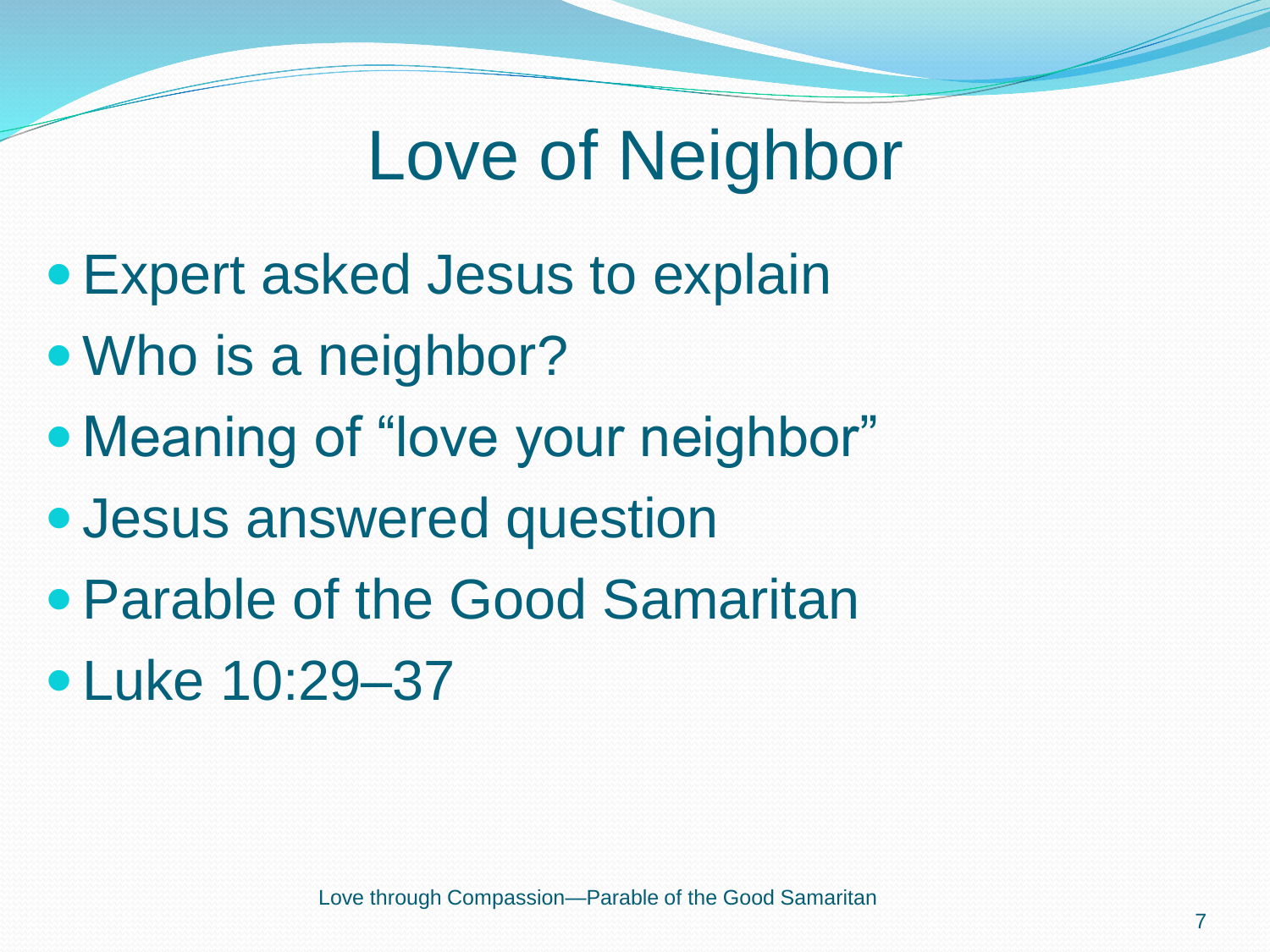# Love of Neighbor

- Expert asked Jesus to explain
- Who is a neighbor?
- Meaning of “love your neighbor”
- Jesus answered question
- Parable of the Good Samaritan
- Luke 10:29–37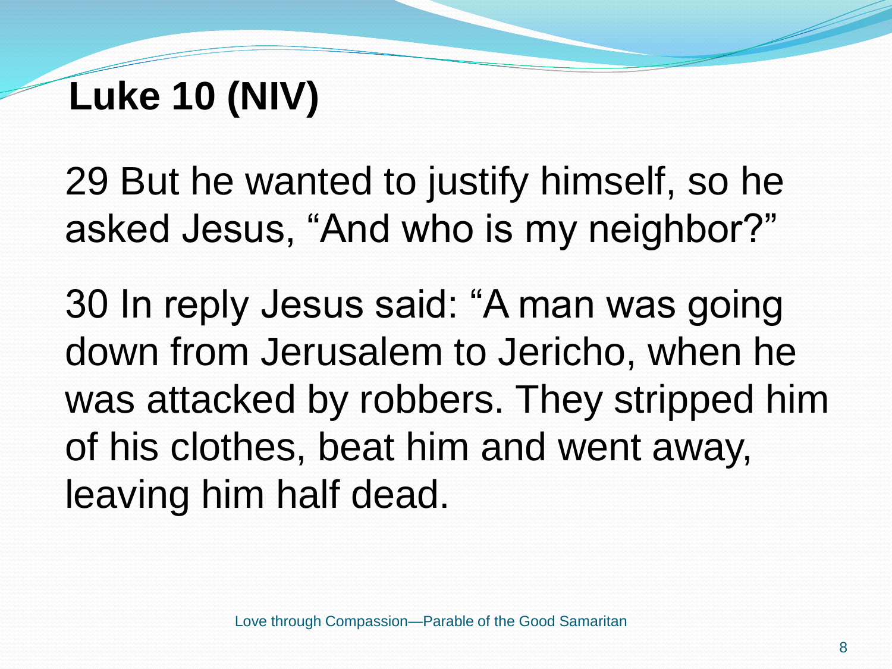# Luke 10 (NIV)

29 But he wanted to justify himself, so he asked Jesus, “And who is my neighbor?”

30 In reply Jesus said: “A man was going down from Jerusalem to Jericho, when he was attacked by robbers. They stripped him of his clothes, beat him and went away, leaving him half dead.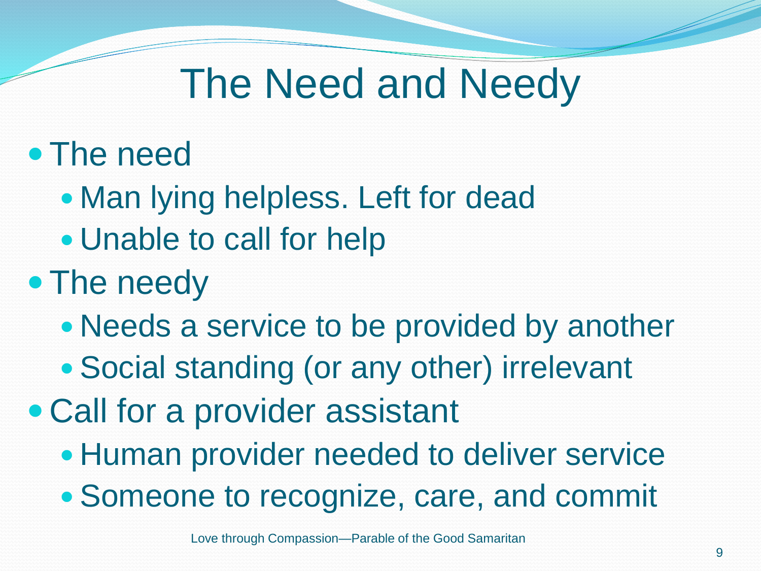# The Need and Needy

- The need
  - Man lying helpless. Left for dead
  - Unable to call for help
- The needy
  - Needs a service to be provided by another
  - Social standing (or any other) irrelevant
- Call for a provider assistant
  - Human provider needed to deliver service
  - Someone to recognize, care, and commit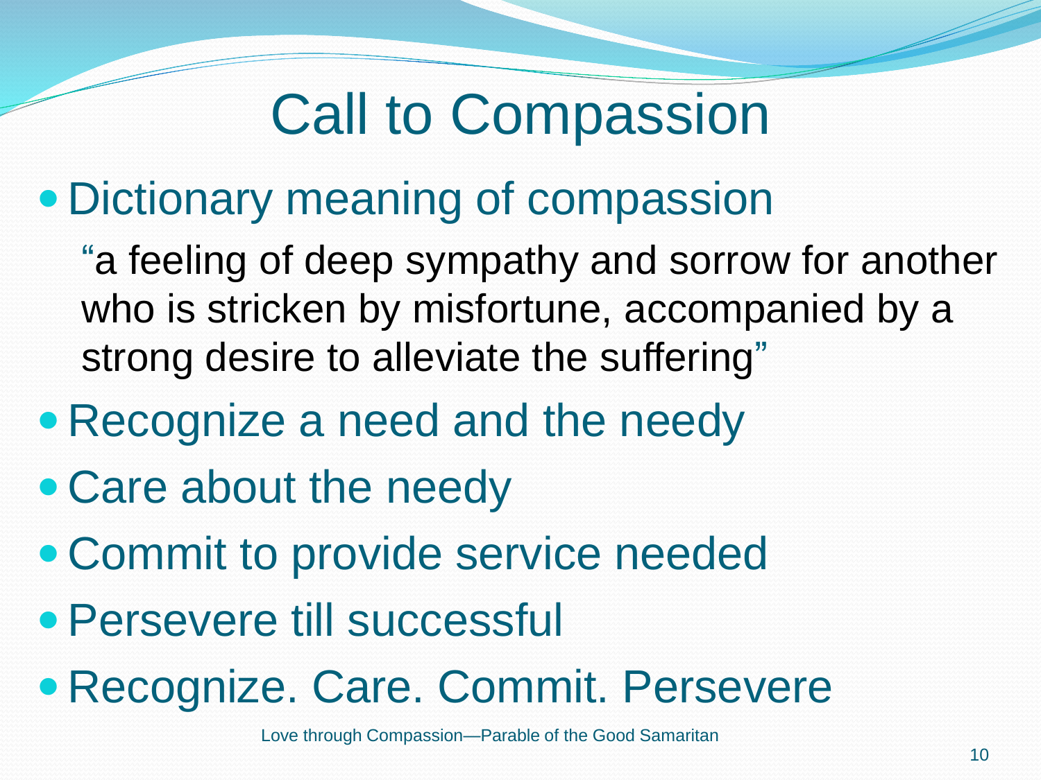# Call to Compassion

- Dictionary meaning of compassion

  "a feeling of deep sympathy and sorrow for another who is stricken by misfortune, accompanied by a strong desire to alleviate the suffering"

- Recognize a need and the needy
- Care about the needy
- Commit to provide service needed
- Persevere till successful
- Recognize. Care. Commit. Persevere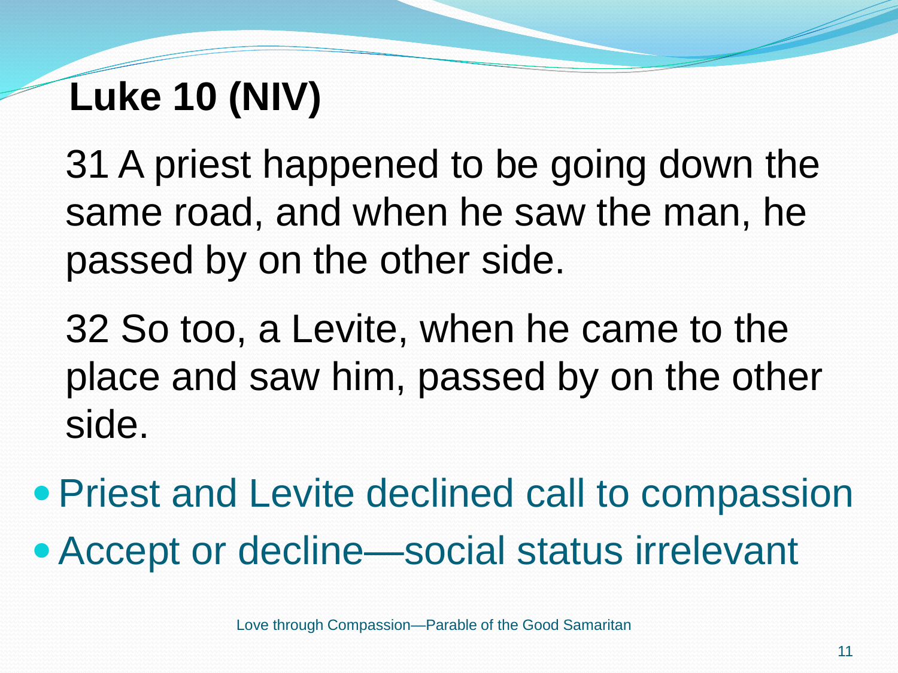# Luke 10 (NIV)

31 A priest happened to be going down the same road, and when he saw the man, he passed by on the other side.

32 So too, a Levite, when he came to the place and saw him, passed by on the other side.

- Priest and Levite declined call to compassion
- Accept or decline—social status irrelevant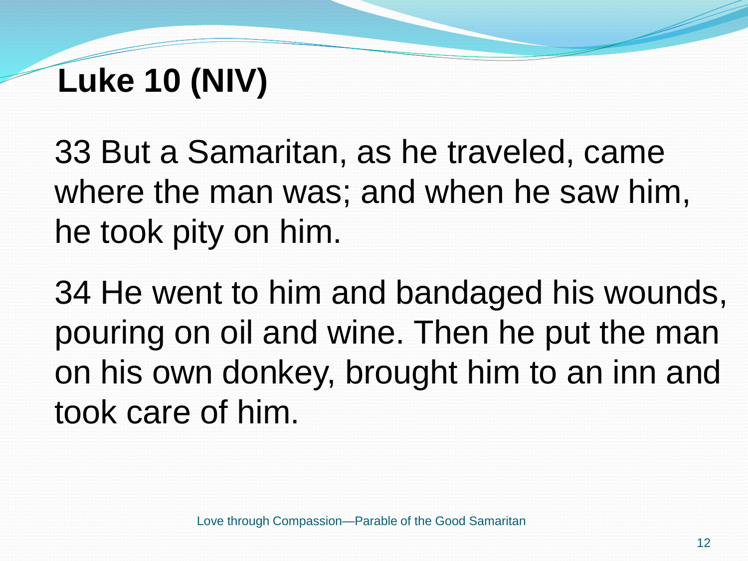# Luke 10 (NIV)

33 But a Samaritan, as he traveled, came where the man was; and when he saw him, he took pity on him.

34 He went to him and bandaged his wounds, pouring on oil and wine. Then he put the man on his own donkey, brought him to an inn and took care of him.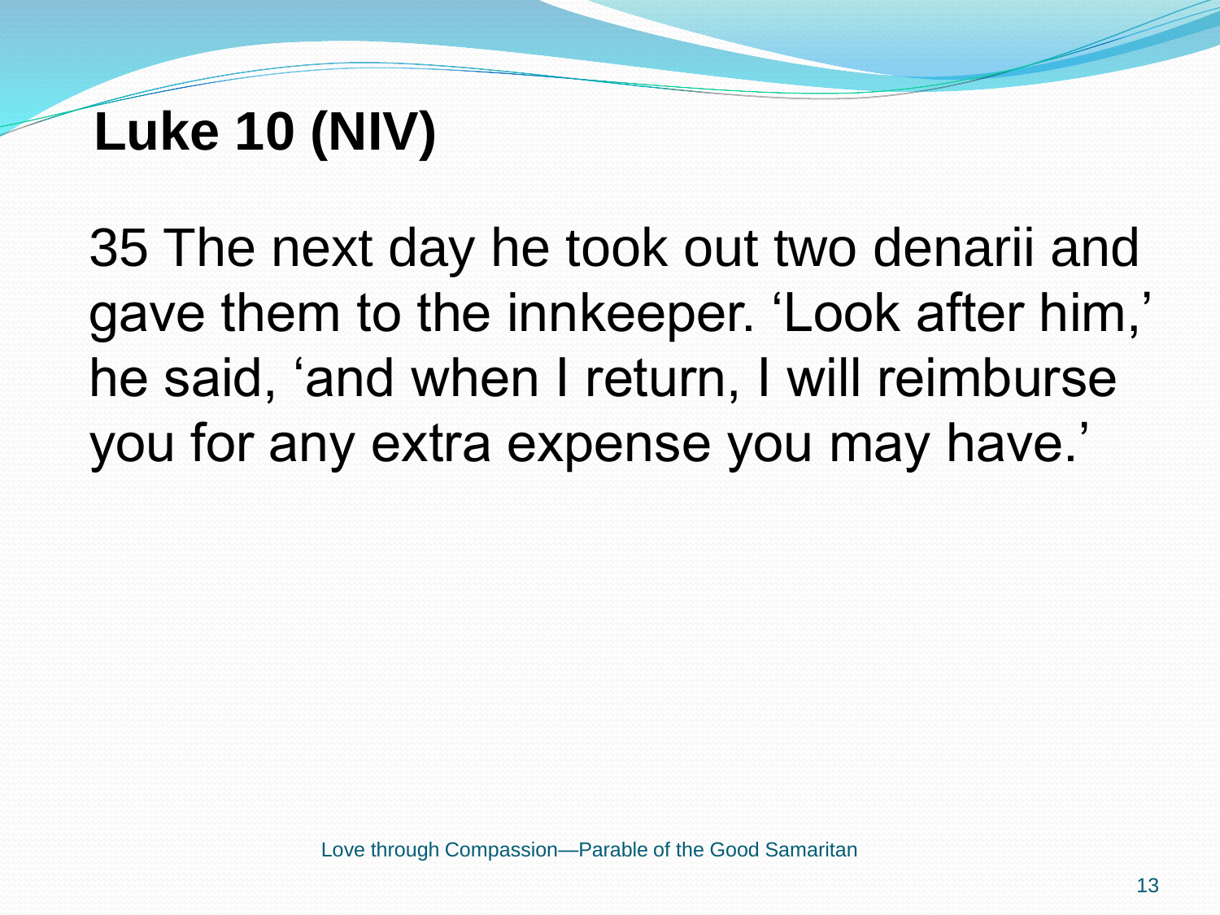# Luke 10 (NIV)

35 The next day he took out two denarii and gave them to the innkeeper. ‘Look after him,’ he said, ‘and when I return, I will reimburse you for any extra expense you may have.’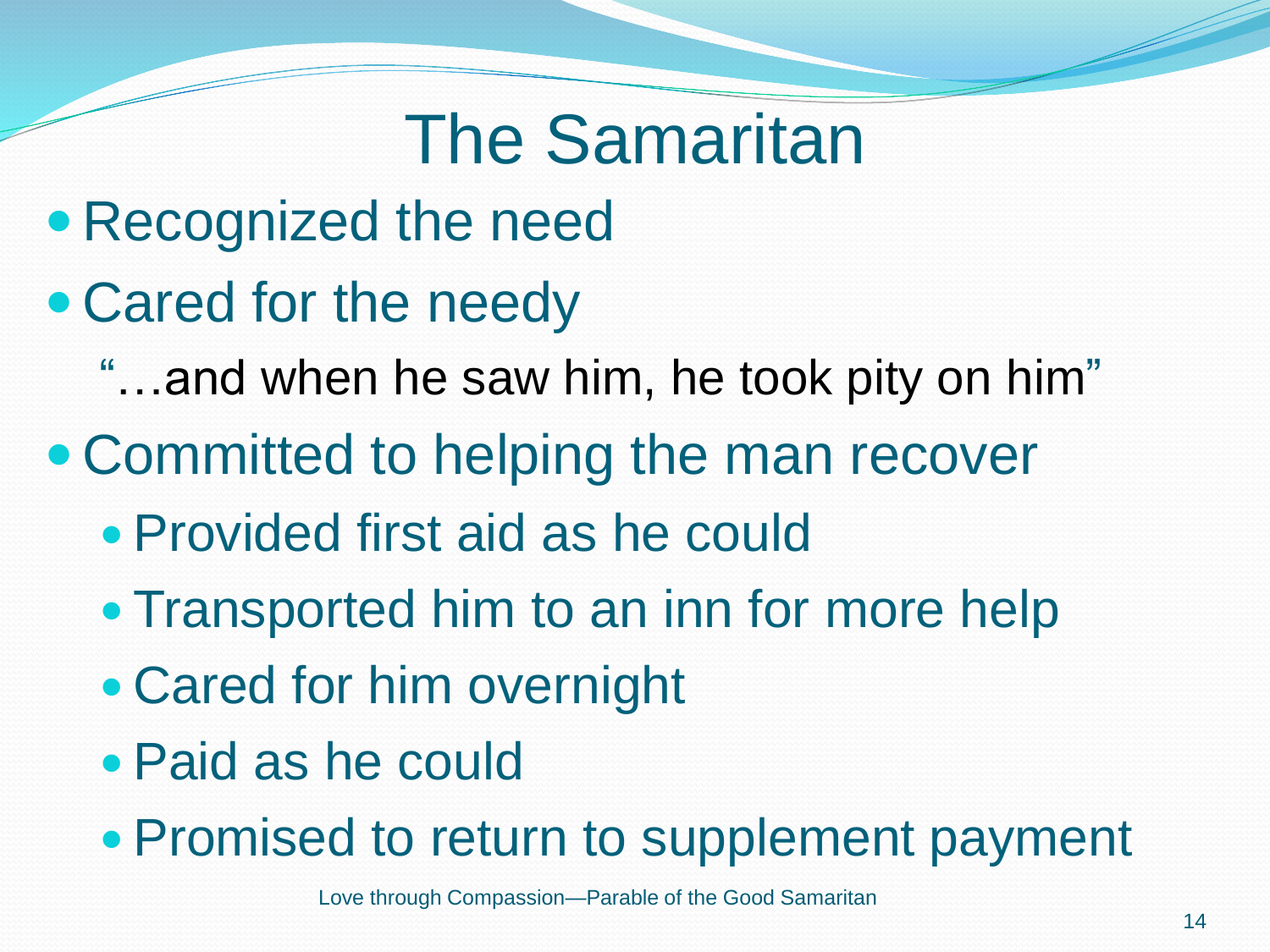# The Samaritan

- Recognized the need
- Cared for the needy

  "…and when he saw him, he took pity on him"

- Committed to helping the man recover
  - Provided first aid as he could
  - Transported him to an inn for more help
  - Cared for him overnight
  - Paid as he could
  - Promised to return to supplement payment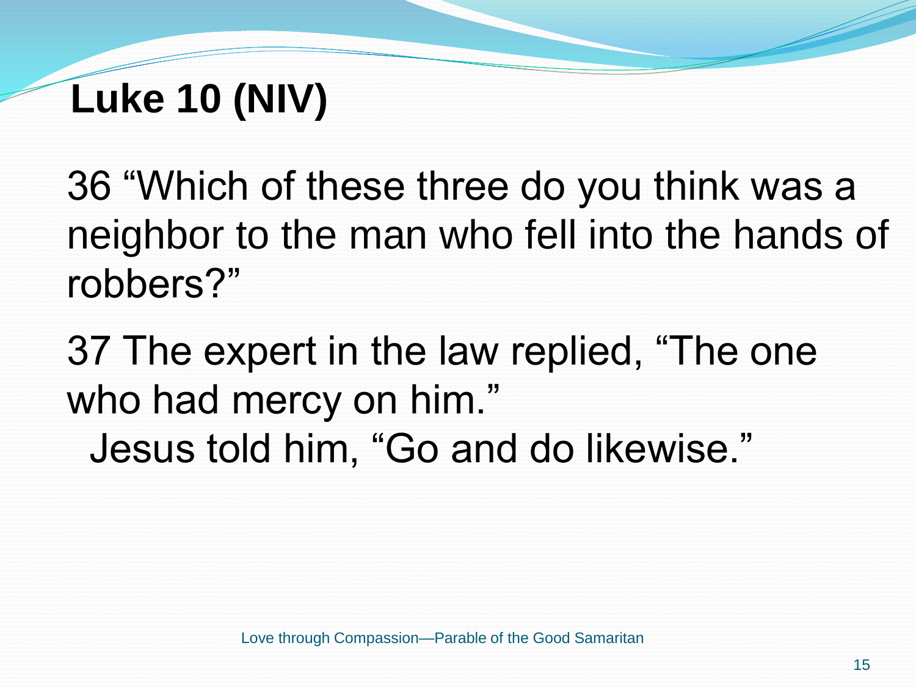# Luke 10 (NIV)

36 “Which of these three do you think was a neighbor to the man who fell into the hands of robbers?”

37 The expert in the law replied, “The one who had mercy on him.”

Jesus told him, “Go and do likewise.”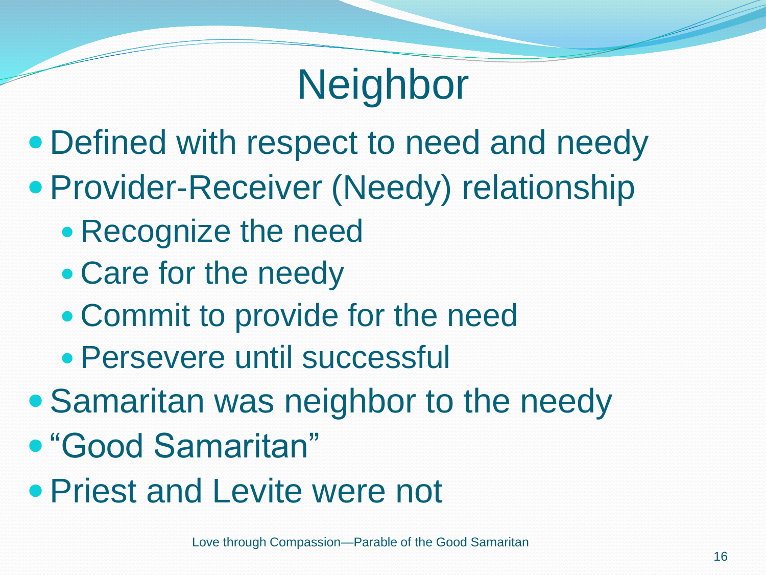# Neighbor

- Defined with respect to need and needy
- Provider-Receiver (Needy) relationship
  - Recognize the need
  - Care for the needy
  - Commit to provide for the need
  - Persevere until successful
- Samaritan was neighbor to the needy
- “Good Samaritan”
- Priest and Levite were not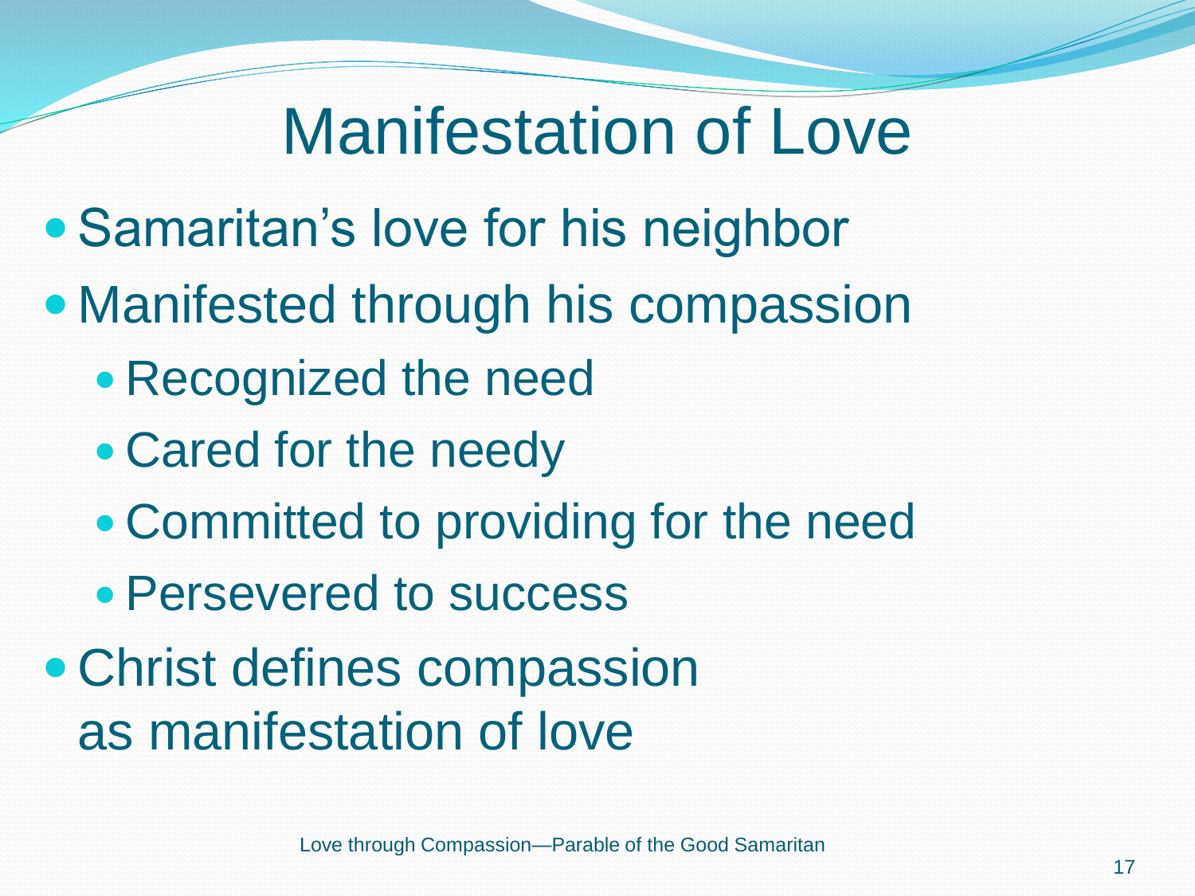# Manifestation of Love

- Samaritan's love for his neighbor
- Manifested through his compassion
  - Recognized the need
  - Cared for the needy
  - Committed to providing for the need
  - Persevered to success
- Christ defines compassion as manifestation of love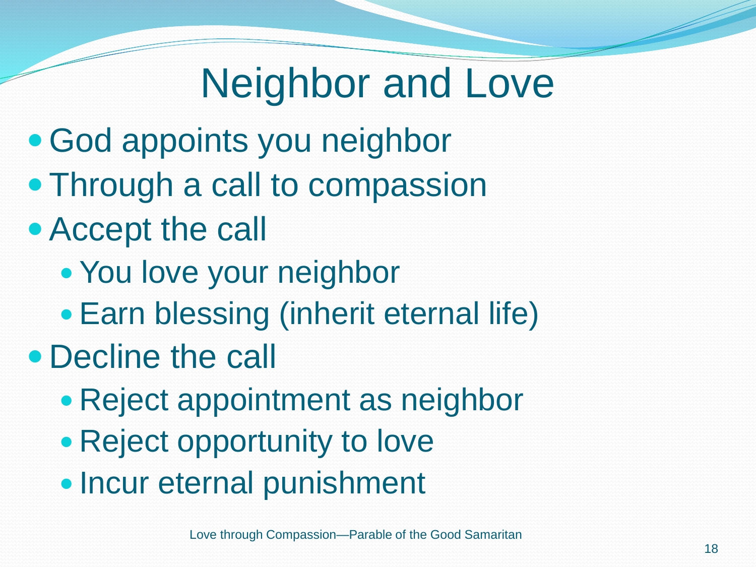# Neighbor and Love

- God appoints you neighbor
- Through a call to compassion
- Accept the call
  - You love your neighbor
  - Earn blessing (inherit eternal life)
- Decline the call
  - Reject appointment as neighbor
  - Reject opportunity to love
  - Incur eternal punishment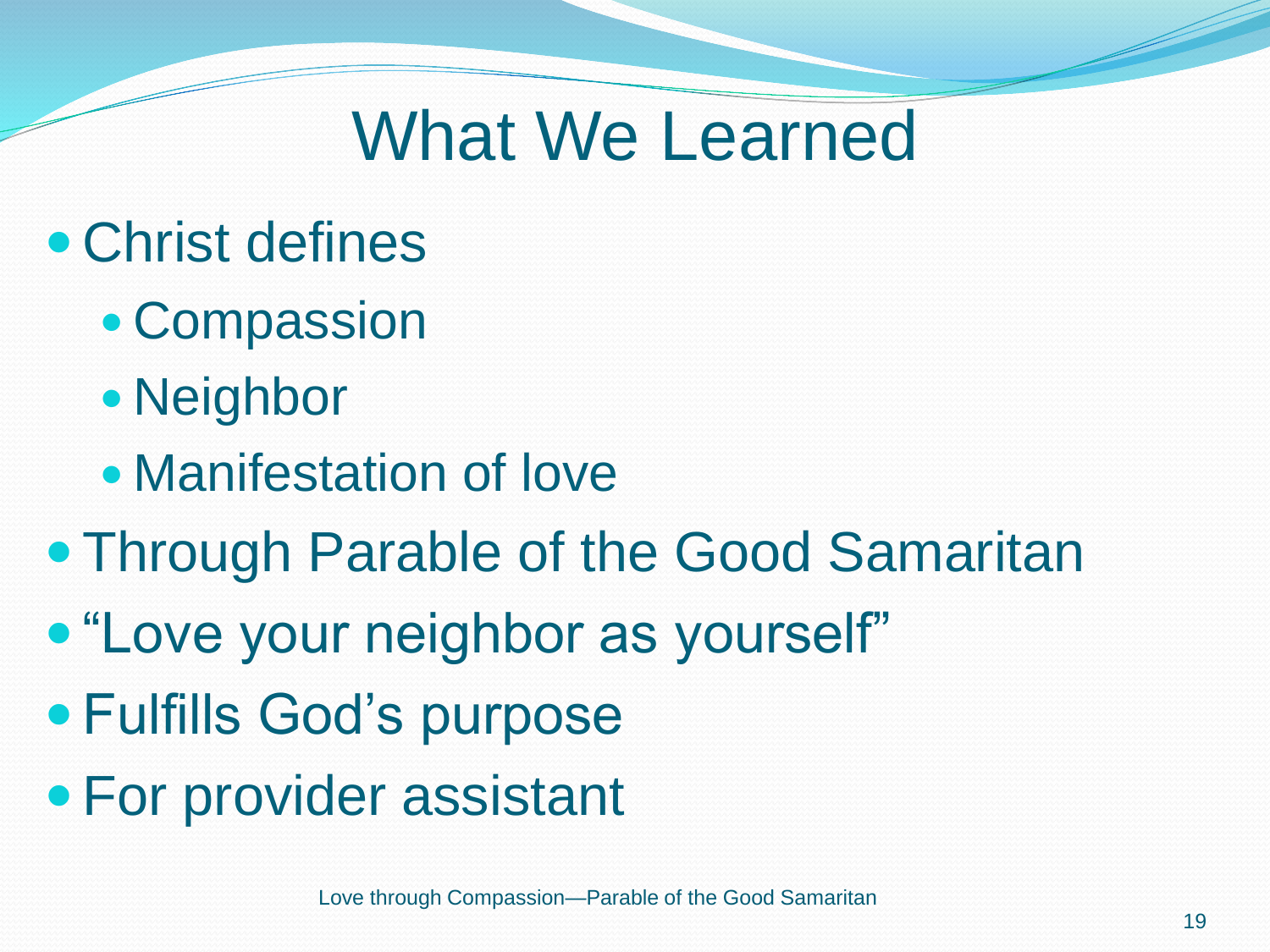# What We Learned

- Christ defines
  - Compassion
  - Neighbor
  - Manifestation of love
- Through Parable of the Good Samaritan
- "Love your neighbor as yourself"
- Fulfills God's purpose
- For provider assistant